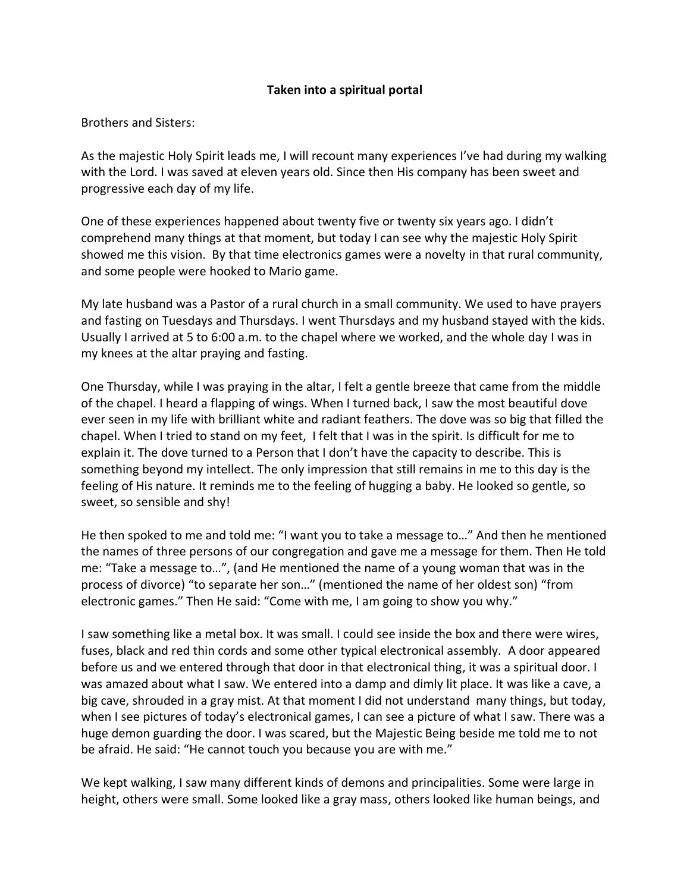**Taken into a spiritual portal**

Brothers and Sisters:

As the majestic Holy Spirit leads me, I will recount many experiences I've had during my walking with the Lord. I was saved at eleven years old. Since then His company has been sweet and progressive each day of my life.

One of these experiences happened about twenty five or twenty six years ago. I didn't comprehend many things at that moment, but today I can see why the majestic Holy Spirit showed me this vision. By that time electronics games were a novelty in that rural community, and some people were hooked to Mario game.

My late husband was a Pastor of a rural church in a small community. We used to have prayers and fasting on Tuesdays and Thursdays. I went Thursdays and my husband stayed with the kids. Usually I arrived at 5 to 6:00 a.m. to the chapel where we worked, and the whole day I was in my knees at the altar praying and fasting.

One Thursday, while I was praying in the altar, I felt a gentle breeze that came from the middle of the chapel. I heard a flapping of wings. When I turned back, I saw the most beautiful dove ever seen in my life with brilliant white and radiant feathers. The dove was so big that filled the chapel. When I tried to stand on my feet, I felt that I was in the spirit. Is difficult for me to explain it. The dove turned to a Person that I don't have the capacity to describe. This is something beyond my intellect. The only impression that still remains in me to this day is the feeling of His nature. It reminds me to the feeling of hugging a baby. He looked so gentle, so sweet, so sensible and shy!

He then spoke to me and told me: "I want you to take a message to…" And then he mentioned the names of three persons of our congregation and gave me a message for them. Then He told me: "Take a message to…", (and He mentioned the name of a young woman that was in the process of divorce) "to separate her son…" (mentioned the name of her oldest son) "from electronic games." Then He said: "Come with me, I am going to show you why."

I saw something like a metal box. It was small. I could see inside the box and there were wires, fuses, black and red thin cords and some other typical electronical assembly. A door appeared before us and we entered through that door in that electronical thing, it was a spiritual door. I was amazed about what I saw. We entered into a damp and dimly lit place. It was like a cave, a big cave, shrouded in a gray mist. At that moment I did not understand many things, but today, when I see pictures of today's electronical games, I can see a picture of what I saw. There was a huge demon guarding the door. I was scared, but the Majestic Being beside me told me to not be afraid. He said: "He cannot touch you because you are with me."

We kept walking, I saw many different kinds of demons and principalities. Some were large in height, others were small. Some looked like a gray mass, others looked like human beings, and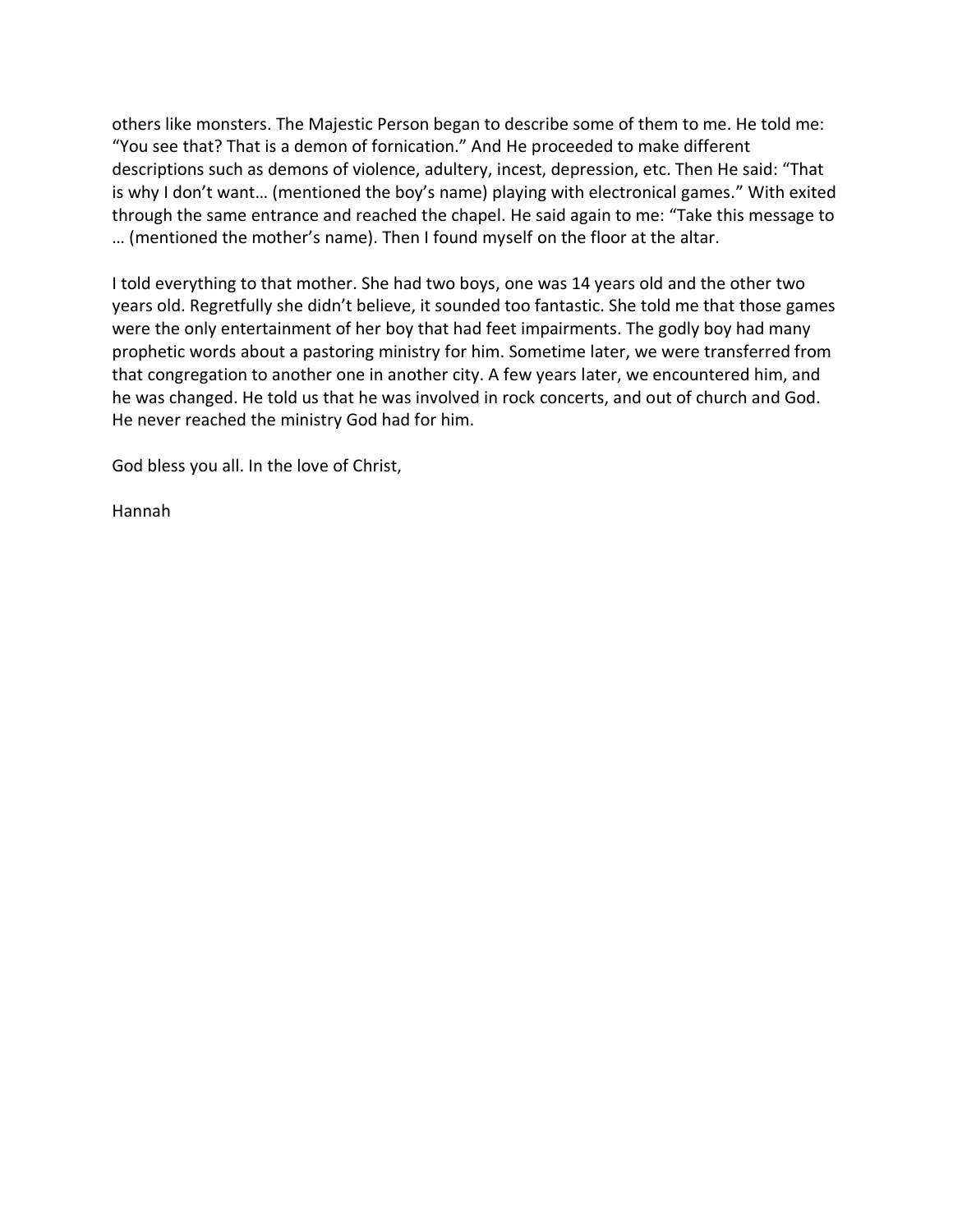others like monsters. The Majestic Person began to describe some of them to me. He told me: "You see that? That is a demon of fornication." And He proceeded to make different descriptions such as demons of violence, adultery, incest, depression, etc. Then He said: "That is why I don't want… (mentioned the boy's name) playing with electronical games." With exited through the same entrance and reached the chapel. He said again to me: "Take this message to … (mentioned the mother's name). Then I found myself on the floor at the altar.

I told everything to that mother. She had two boys, one was 14 years old and the other two years old. Regretfully she didn't believe, it sounded too fantastic. She told me that those games were the only entertainment of her boy that had feet impairments. The godly boy had many prophetic words about a pastoring ministry for him. Sometime later, we were transferred from that congregation to another one in another city. A few years later, we encountered him, and he was changed. He told us that he was involved in rock concerts, and out of church and God. He never reached the ministry God had for him.

God bless you all. In the love of Christ,

Hannah